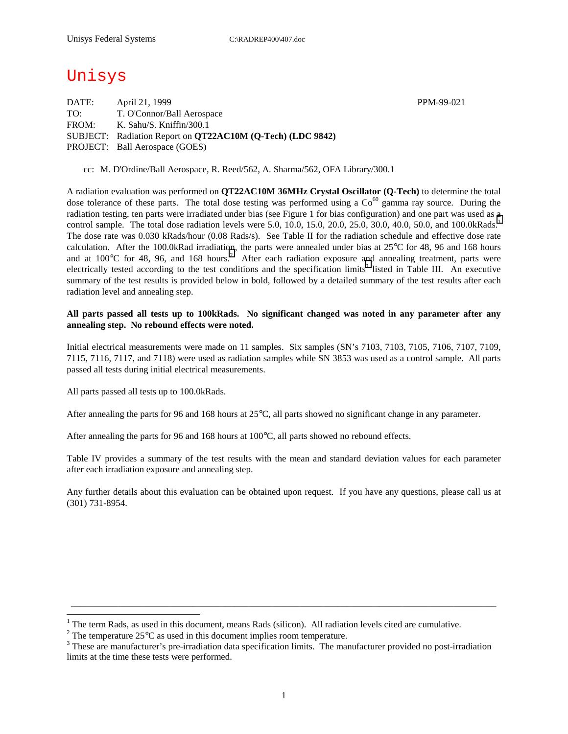Unisys Federal Systems C:\RADREP400\407.doc

# Unisys

DATE: April 21, 1999 PPM-99-021
TO: T. O'Connor/Ball Aerospace
FROM: K. Sahu/S. Kniffin/300.1
SUBJECT: Radiation Report on **QT22AC10M (Q-Tech) (LDC 9842)**
PROJECT: Ball Aerospace (GOES)

cc: M. D'Ordine/Ball Aerospace, R. Reed/562, A. Sharma/562, OFA Library/300.1

A radiation evaluation was performed on **QT22AC10M 36MHz Crystal Oscillator (Q-Tech)** to determine the total dose tolerance of these parts. The total dose testing was performed using a $Co^{60}$ gamma ray source. During the radiation testing, ten parts were irradiated under bias (see Figure 1 for bias configuration) and one part was used as a control sample. The total dose radiation levels were 5.0, 10.0, 15.0, 20.0, 25.0, 30.0, 40.0, 50.0, and 100.0kRads.[1] The dose rate was 0.030 kRads/hour (0.08 Rads/s). See Table II for the radiation schedule and effective dose rate calculation. After the 100.0kRad irradiation, the parts were annealed under bias at 25°C for 48, 96 and 168 hours and at 100°C for 48, 96, and 168 hours.[2] After each radiation exposure and annealing treatment, parts were electrically tested according to the test conditions and the specification limits[3] listed in Table III. An executive summary of the test results is provided below in bold, followed by a detailed summary of the test results after each radiation level and annealing step.

**All parts passed all tests up to 100kRads. No significant changed was noted in any parameter after any annealing step. No rebound effects were noted.**

Initial electrical measurements were made on 11 samples. Six samples (SN's 7103, 7103, 7105, 7106, 7107, 7109, 7115, 7116, 7117, and 7118) were used as radiation samples while SN 3853 was used as a control sample. All parts passed all tests during initial electrical measurements.

All parts passed all tests up to 100.0kRads.

After annealing the parts for 96 and 168 hours at 25°C, all parts showed no significant change in any parameter.

After annealing the parts for 96 and 168 hours at 100°C, all parts showed no rebound effects.

Table IV provides a summary of the test results with the mean and standard deviation values for each parameter after each irradiation exposure and annealing step.

Any further details about this evaluation can be obtained upon request. If you have any questions, please call us at (301) 731-8954.

---

[1] The term Rads, as used in this document, means Rads (silicon). All radiation levels cited are cumulative.

[2] The temperature 25°C as used in this document implies room temperature.

[3] These are manufacturer's pre-irradiation data specification limits. The manufacturer provided no post-irradiation limits at the time these tests were performed.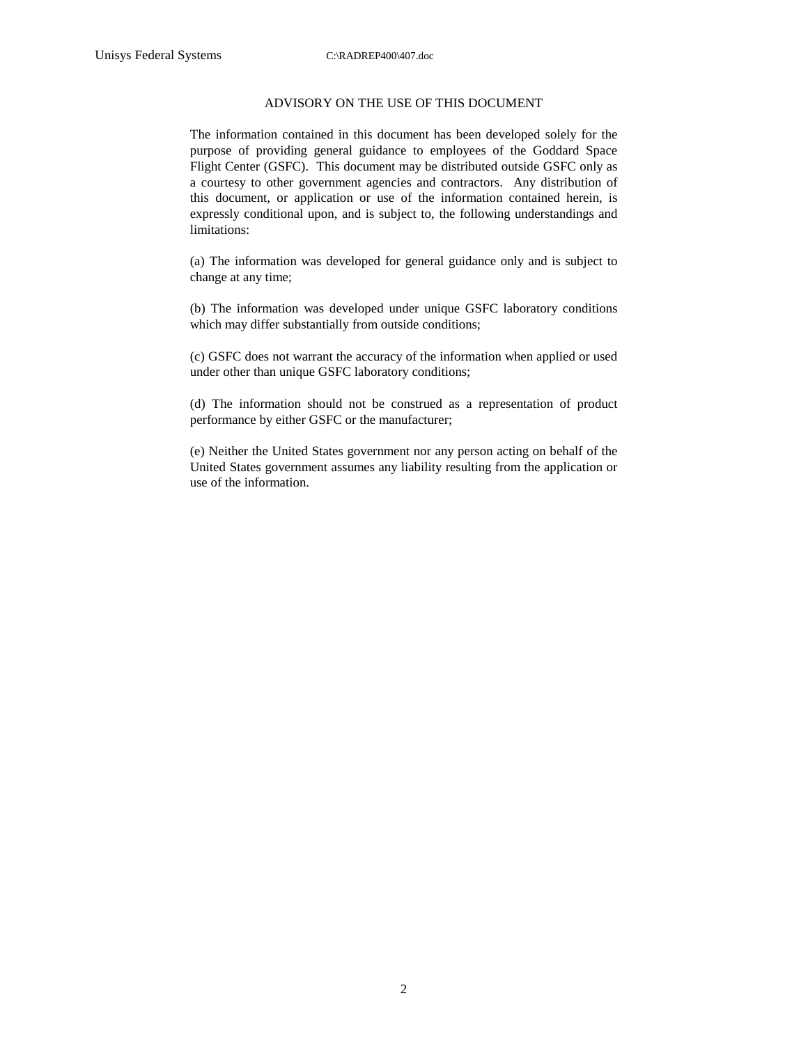# ADVISORY ON THE USE OF THIS DOCUMENT

The information contained in this document has been developed solely for the purpose of providing general guidance to employees of the Goddard Space Flight Center (GSFC). This document may be distributed outside GSFC only as a courtesy to other government agencies and contractors. Any distribution of this document, or application or use of the information contained herein, is expressly conditional upon, and is subject to, the following understandings and limitations:

(a) The information was developed for general guidance only and is subject to change at any time;

(b) The information was developed under unique GSFC laboratory conditions which may differ substantially from outside conditions;

(c) GSFC does not warrant the accuracy of the information when applied or used under other than unique GSFC laboratory conditions;

(d) The information should not be construed as a representation of product performance by either GSFC or the manufacturer;

(e) Neither the United States government nor any person acting on behalf of the United States government assumes any liability resulting from the application or use of the information.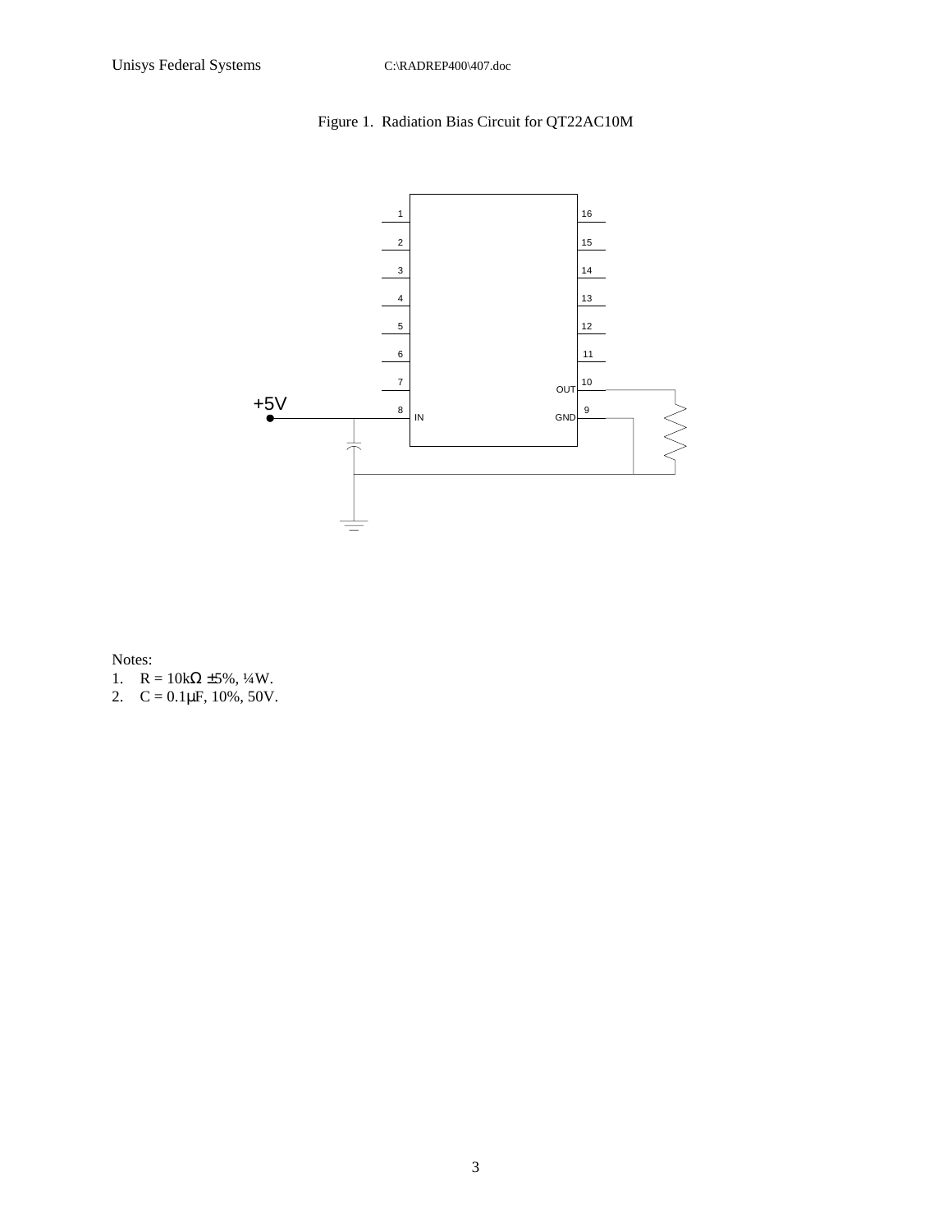Figure 1. Radiation Bias Circuit for QT22AC10M

+5V

1 2 3 4 5 6 7 8 IN

16 15 14 13 12 11 10 OUT 9 GND

Notes:

1. R = 10kΩ ±5%, ¼W.
2. C = 0.1μF, 10%, 50V.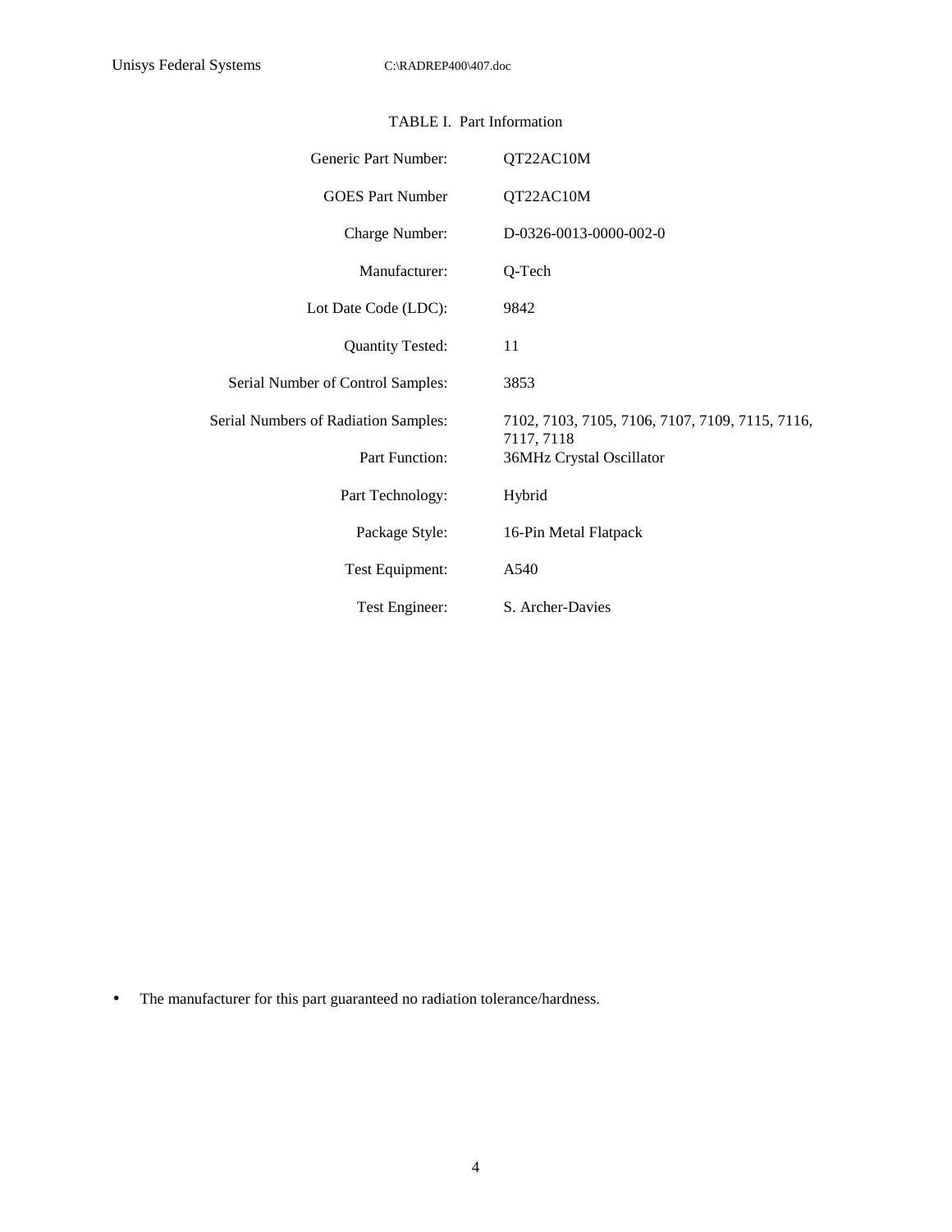TABLE I. Part Information

| | |
|---|---|
| Generic Part Number: | QT22AC10M |
| GOES Part Number | QT22AC10M |
| Charge Number: | D-0326-0013-0000-002-0 |
| Manufacturer: | Q-Tech |
| Lot Date Code (LDC): | 9842 |
| Quantity Tested: | 11 |
| Serial Number of Control Samples: | 3853 |
| Serial Numbers of Radiation Samples: | 7102, 7103, 7105, 7106, 7107, 7109, 7115, 7116, 7117, 7118 |
| Part Function: | 36MHz Crystal Oscillator |
| Part Technology: | Hybrid |
| Package Style: | 16-Pin Metal Flatpack |
| Test Equipment: | A540 |
| Test Engineer: | S. Archer-Davies |

- The manufacturer for this part guaranteed no radiation tolerance/hardness.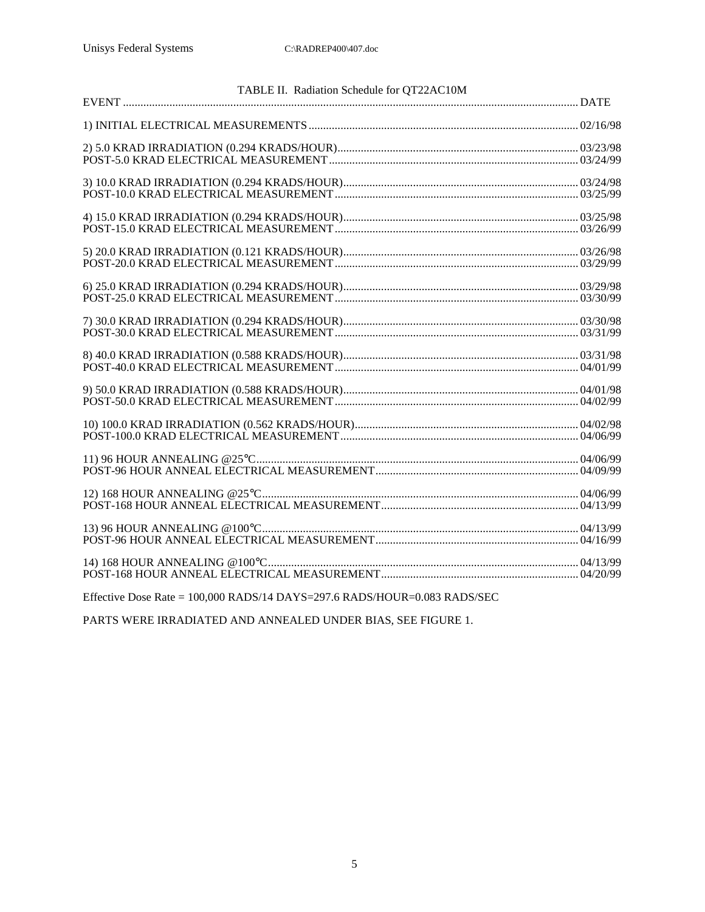TABLE II. Radiation Schedule for QT22AC10M

| EVENT | DATE |
|---|---|
| 1) INITIAL ELECTRICAL MEASUREMENTS | 02/16/98 |
| 2) 5.0 KRAD IRRADIATION (0.294 KRADS/HOUR) | 03/23/98 |
| POST-5.0 KRAD ELECTRICAL MEASUREMENT | 03/24/99 |
| 3) 10.0 KRAD IRRADIATION (0.294 KRADS/HOUR) | 03/24/98 |
| POST-10.0 KRAD ELECTRICAL MEASUREMENT | 03/25/99 |
| 4) 15.0 KRAD IRRADIATION (0.294 KRADS/HOUR) | 03/25/98 |
| POST-15.0 KRAD ELECTRICAL MEASUREMENT | 03/26/99 |
| 5) 20.0 KRAD IRRADIATION (0.121 KRADS/HOUR) | 03/26/98 |
| POST-20.0 KRAD ELECTRICAL MEASUREMENT | 03/29/99 |
| 6) 25.0 KRAD IRRADIATION (0.294 KRADS/HOUR) | 03/29/98 |
| POST-25.0 KRAD ELECTRICAL MEASUREMENT | 03/30/99 |
| 7) 30.0 KRAD IRRADIATION (0.294 KRADS/HOUR) | 03/30/98 |
| POST-30.0 KRAD ELECTRICAL MEASUREMENT | 03/31/99 |
| 8) 40.0 KRAD IRRADIATION (0.588 KRADS/HOUR) | 03/31/98 |
| POST-40.0 KRAD ELECTRICAL MEASUREMENT | 04/01/99 |
| 9) 50.0 KRAD IRRADIATION (0.588 KRADS/HOUR) | 04/01/98 |
| POST-50.0 KRAD ELECTRICAL MEASUREMENT | 04/02/99 |
| 10) 100.0 KRAD IRRADIATION (0.562 KRADS/HOUR) | 04/02/98 |
| POST-100.0 KRAD ELECTRICAL MEASUREMENT | 04/06/99 |
| 11) 96 HOUR ANNEALING @25°C | 04/06/99 |
| POST-96 HOUR ANNEAL ELECTRICAL MEASUREMENT | 04/09/99 |
| 12) 168 HOUR ANNEALING @25°C | 04/06/99 |
| POST-168 HOUR ANNEAL ELECTRICAL MEASUREMENT | 04/13/99 |
| 13) 96 HOUR ANNEALING @100°C | 04/13/99 |
| POST-96 HOUR ANNEAL ELECTRICAL MEASUREMENT | 04/16/99 |
| 14) 168 HOUR ANNEALING @100°C | 04/13/99 |
| POST-168 HOUR ANNEAL ELECTRICAL MEASUREMENT | 04/20/99 |

Effective Dose Rate = 100,000 RADS/14 DAYS=297.6 RADS/HOUR=0.083 RADS/SEC

PARTS WERE IRRADIATED AND ANNEALED UNDER BIAS, SEE FIGURE 1.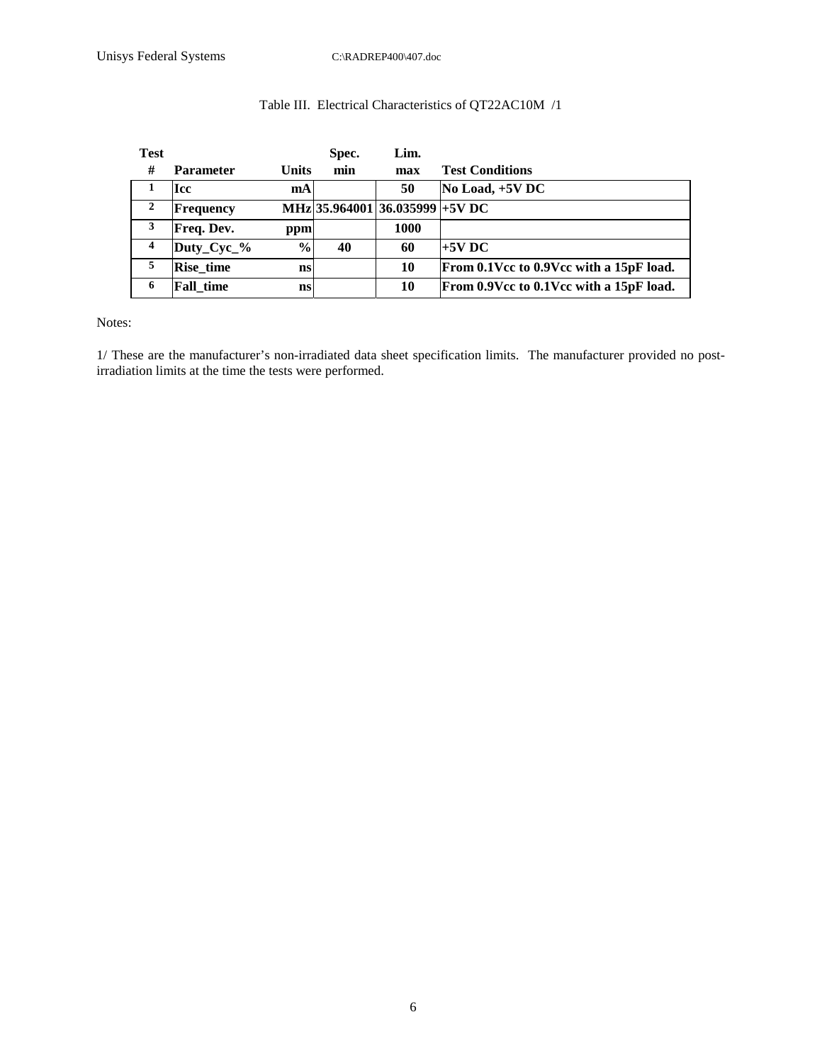Table III. Electrical Characteristics of QT22AC10M /1

| Test # | Parameter | Units | Spec. min | Lim. max | Test Conditions |
|---|---|---|---|---|---|
| 1 | Icc | mA | | 50 | No Load, +5V DC |
| 2 | Frequency | MHz | 35.964001 | 36.035999 | +5V DC |
| 3 | Freq. Dev. | ppm | | 1000 | |
| 4 | Duty_Cyc_% | % | 40 | 60 | +5V DC |
| 5 | Rise_time | ns | | 10 | From 0.1Vcc to 0.9Vcc with a 15pF load. |
| 6 | Fall_time | ns | | 10 | From 0.9Vcc to 0.1Vcc with a 15pF load. |

Notes:

1/ These are the manufacturer's non-irradiated data sheet specification limits. The manufacturer provided no post-irradiation limits at the time the tests were performed.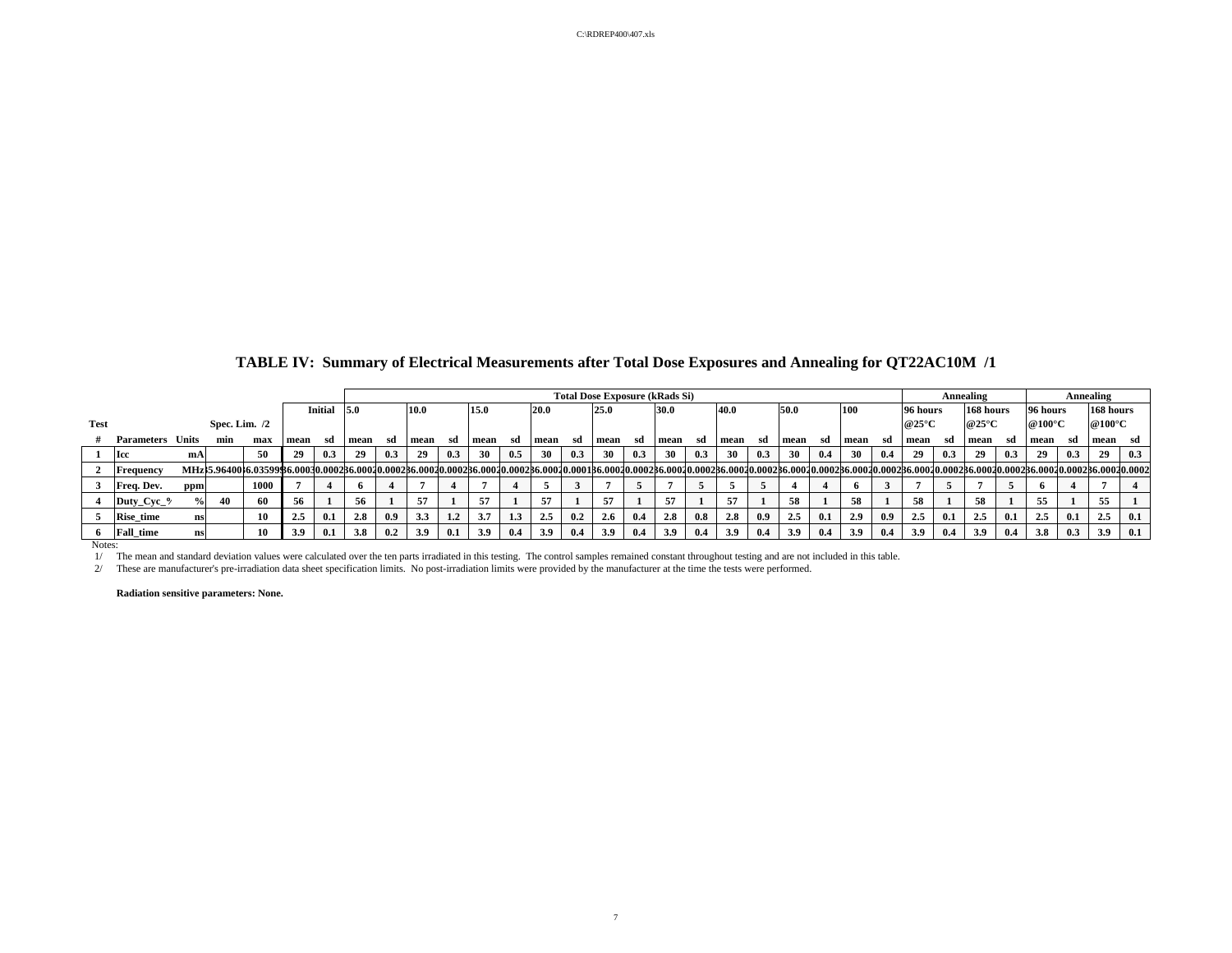## TABLE IV: Summary of Electrical Measurements after Total Dose Exposures and Annealing for QT22AC10M /1

| Test | | | Spec. Lim. /2 | | Initial | | Total Dose Exposure (kRads Si) | | | | | | | | | | | | | | | | | | | | Annealing | | | | Annealing | | | |
|---|---|---|---|---|---|---|---|---|---|---|---|---|---|---|---|---|---|---|---|---|---|---|---|---|---|---|---|---|---|---|---|---|---|---|
| | | | | | | | 5.0 | | 10.0 | | 15.0 | | 20.0 | | 25.0 | | 30.0 | | 40.0 | | 50.0 | | 100 | | | | 96 hours @25°C | | 168 hours @25°C | | 96 hours @100°C | | 168 hours @100°C | |
| # | Parameters | Units | min | max | mean | sd | mean | sd | mean | sd | mean | sd | mean | sd | mean | sd | mean | sd | mean | sd | mean | sd | mean | sd | | | mean | sd | mean | sd | mean | sd | mean | sd |
| 1 | Icc | mA | | 50 | 29 | 0.3 | 29 | 0.3 | 29 | 0.3 | 30 | 0.5 | 30 | 0.3 | 30 | 0.3 | 30 | 0.3 | 30 | 0.3 | 30 | 0.4 | 30 | 0.4 | | | 29 | 0.3 | 29 | 0.3 | 29 | 0.3 | 29 | 0.3 |
| 2 | Frequency | MHz | 35.96400 | 36.03599 | 36.0003 | 0.0002 | 36.0002 | 0.0002 | 36.0002 | 0.0002 | 36.0002 | 0.0002 | 36.0002 | 0.0001 | 36.0002 | 0.0002 | 36.0002 | 0.0002 | 36.0002 | 0.0002 | 36.0002 | 0.0002 | 36.0002 | 0.0002 | | | 36.0002 | 0.0002 | 36.0002 | 0.0002 | 36.0002 | 0.0002 | 36.0002 | 0.0002 |
| 3 | Freq. Dev. | ppm | | 1000 | 7 | 4 | 6 | 4 | 7 | 4 | 7 | 4 | 5 | 3 | 7 | 5 | 7 | 5 | 5 | 5 | 4 | 4 | 6 | 3 | | | 7 | 5 | 7 | 5 | 6 | 4 | 7 | 4 |
| 4 | Duty_Cyc_% | % | 40 | 60 | 56 | 1 | 56 | 1 | 57 | 1 | 57 | 1 | 57 | 1 | 57 | 1 | 57 | 1 | 57 | 1 | 58 | 1 | 58 | 1 | | | 58 | 1 | 58 | 1 | 55 | 1 | 55 | 1 |
| 5 | Rise_time | ns | | 10 | 2.5 | 0.1 | 2.8 | 0.9 | 3.3 | 1.2 | 3.7 | 1.3 | 2.5 | 0.2 | 2.6 | 0.4 | 2.8 | 0.8 | 2.8 | 0.9 | 2.5 | 0.1 | 2.9 | 0.9 | | | 2.5 | 0.1 | 2.5 | 0.1 | 2.5 | 0.1 | 2.5 | 0.1 |
| 6 | Fall_time | ns | | 10 | 3.9 | 0.1 | 3.8 | 0.2 | 3.9 | 0.1 | 3.9 | 0.4 | 3.9 | 0.4 | 3.9 | 0.4 | 3.9 | 0.4 | 3.9 | 0.4 | 3.9 | 0.4 | 3.9 | 0.4 | | | 3.9 | 0.4 | 3.9 | 0.4 | 3.8 | 0.3 | 3.9 | 0.1 |

Notes:

1/ The mean and standard deviation values were calculated over the ten parts irradiated in this testing. The control samples remained constant throughout testing and are not included in this table.

2/ These are manufacturer's pre-irradiation data sheet specification limits. No post-irradiation limits were provided by the manufacturer at the time the tests were performed.

**Radiation sensitive parameters: None.**